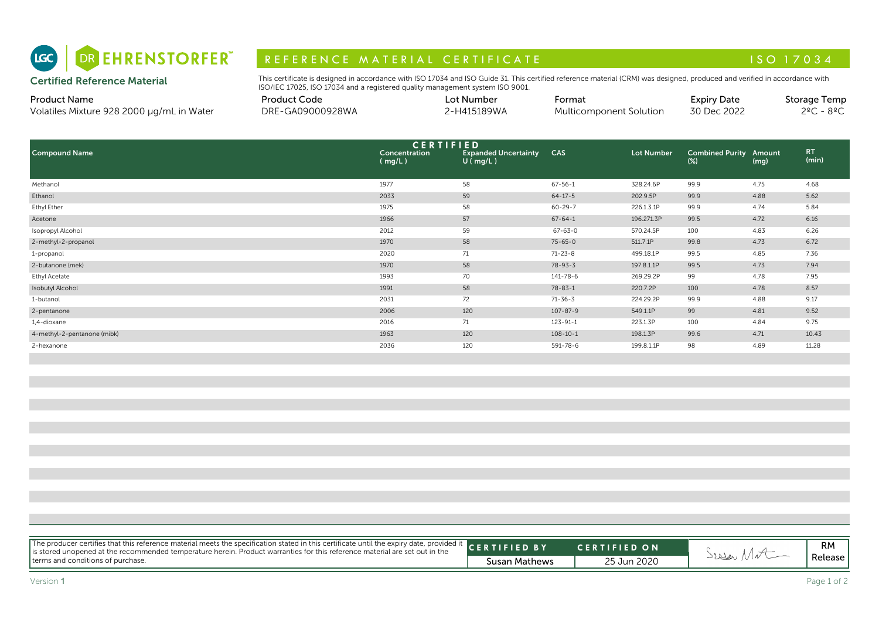LGC | DR EHRENSTORFER™

# REFERENCE MATERIAL CERTIFICATE — ISO 17034

**Certified Reference Material**

This certificate is designed in accordance with ISO 17034 and ISO Guide 31. This certified reference material (CRM) was designed, produced and verified in accordance with ISO/IEC 17025, ISO 17034 and a registered quality management system ISO 9001.

| Product Name | Product Code | Lot Number | Format | Expiry Date | Storage Temp |
|---|---|---|---|---|---|
| Volatiles Mixture 928 2000 µg/mL in Water | DRE-GA09000928WA | 2-H415189WA | Multicomponent Solution | 30 Dec 2022 | 2ºC - 8ºC |

| Compound Name | CERTIFIED Concentration ( mg/L ) | CERTIFIED Expanded Uncertainty U ( mg/L ) | CAS | Lot Number | Combined Purity (%) | Amount (mg) | RT (min) |
|---|---|---|---|---|---|---|---|
| Methanol | 1977 | 58 | 67-56-1 | 328.24.6P | 99.9 | 4.75 | 4.68 |
| Ethanol | 2033 | 59 | 64-17-5 | 202.9.5P | 99.9 | 4.88 | 5.62 |
| Ethyl Ether | 1975 | 58 | 60-29-7 | 226.1.3.1P | 99.9 | 4.74 | 5.84 |
| Acetone | 1966 | 57 | 67-64-1 | 196.271.3P | 99.5 | 4.72 | 6.16 |
| Isopropyl Alcohol | 2012 | 59 | 67-63-0 | 570.24.5P | 100 | 4.83 | 6.26 |
| 2-methyl-2-propanol | 1970 | 58 | 75-65-0 | 511.7.1P | 99.8 | 4.73 | 6.72 |
| 1-propanol | 2020 | 71 | 71-23-8 | 499.18.1P | 99.5 | 4.85 | 7.36 |
| 2-butanone (mek) | 1970 | 58 | 78-93-3 | 197.8.1.1P | 99.5 | 4.73 | 7.94 |
| Ethyl Acetate | 1993 | 70 | 141-78-6 | 269.29.2P | 99 | 4.78 | 7.95 |
| Isobutyl Alcohol | 1991 | 58 | 78-83-1 | 220.7.2P | 100 | 4.78 | 8.57 |
| 1-butanol | 2031 | 72 | 71-36-3 | 224.29.2P | 99.9 | 4.88 | 9.17 |
| 2-pentanone | 2006 | 120 | 107-87-9 | 549.1.1P | 99 | 4.81 | 9.52 |
| 1,4-dioxane | 2016 | 71 | 123-91-1 | 223.1.3P | 100 | 4.84 | 9.75 |
| 4-methyl-2-pentanone (mibk) | 1963 | 120 | 108-10-1 | 198.1.3P | 99.6 | 4.71 | 10.43 |
| 2-hexanone | 2036 | 120 | 591-78-6 | 199.8.1.1P | 98 | 4.89 | 11.28 |

The producer certifies that this reference material meets the specification stated in this certificate until the expiry date, provided it is stored unopened at the recommended temperature herein. Product warranties for this reference material are set out in the terms and conditions of purchase.

| CERTIFIED BY | CERTIFIED ON | | |
|---|---|---|---|
| Susan Mathews | 25 Jun 2020 | Susan Mat | RM Release |

Version 1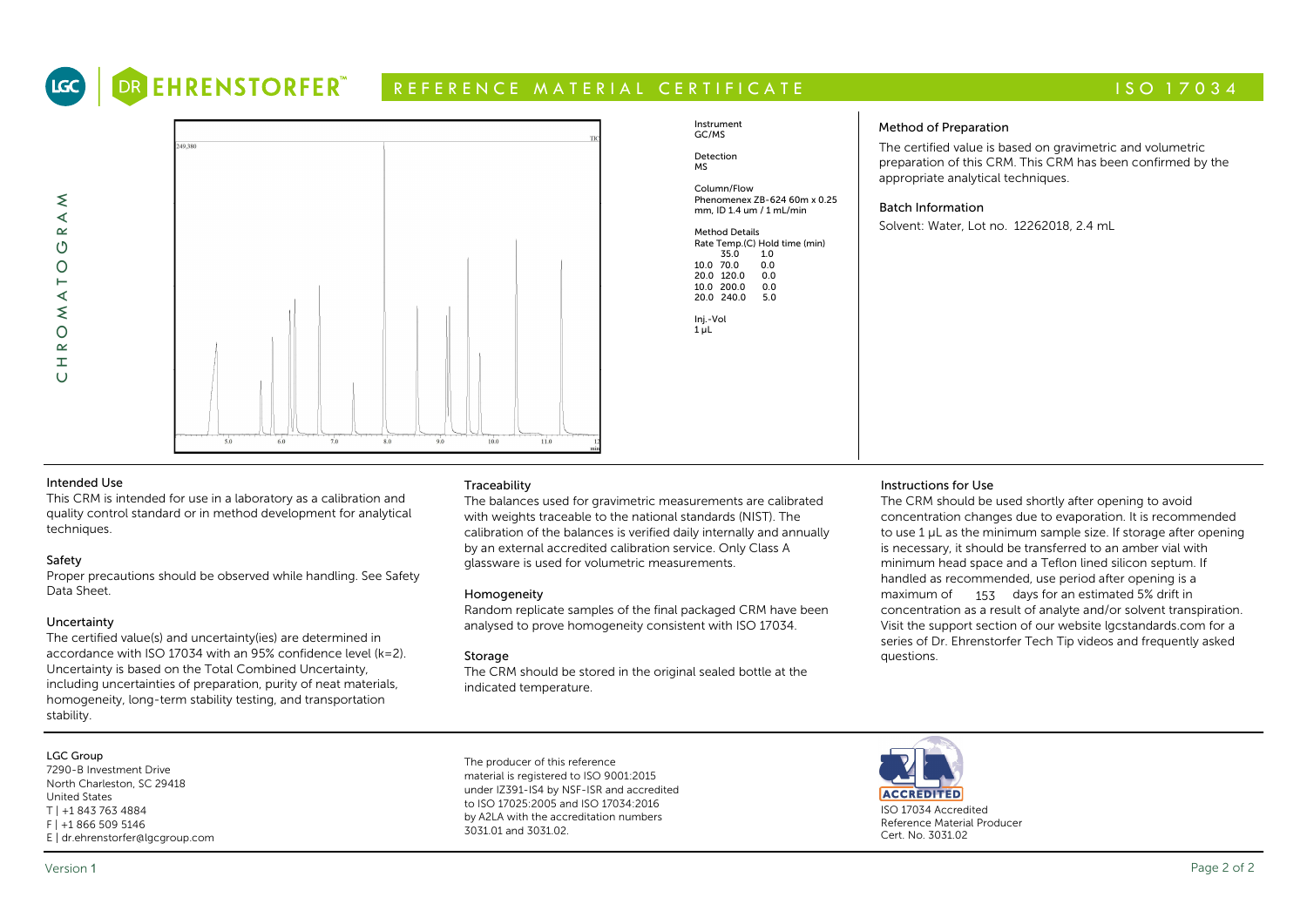# REFERENCE MATERIAL CERTIFICATE

ISO 17034

## CHROMATOGRAM

249,380

TIC

5.0 6.0 7.0 8.0 9.0 10.0 11.0 12

min

Instrument
GC/MS

Detection
MS

Column/Flow
Phenomenex ZB-624 60m x 0.25 mm, ID 1.4 um / 1 mL/min

Method Details

| Rate | Temp.(C) | Hold time (min) |
|---|---|---|
| | 35.0 | 1.0 |
| 10.0 | 70.0 | 0.0 |
| 20.0 | 120.0 | 0.0 |
| 10.0 | 200.0 | 0.0 |
| 20.0 | 240.0 | 5.0 |

Inj.-Vol
1 µL

### Method of Preparation

The certified value is based on gravimetric and volumetric preparation of this CRM. This CRM has been confirmed by the appropriate analytical techniques.

### Batch Information

Solvent: Water, Lot no. 12262018, 2.4 mL

### Intended Use

This CRM is intended for use in a laboratory as a calibration and quality control standard or in method development for analytical techniques.

### Safety

Proper precautions should be observed while handling. See Safety Data Sheet.

### Uncertainty

The certified value(s) and uncertainty(ies) are determined in accordance with ISO 17034 with an 95% confidence level (k=2). Uncertainty is based on the Total Combined Uncertainty, including uncertainties of preparation, purity of neat materials, homogeneity, long-term stability testing, and transportation stability.

### Traceability

The balances used for gravimetric measurements are calibrated with weights traceable to the national standards (NIST). The calibration of the balances is verified daily internally and annually by an external accredited calibration service. Only Class A glassware is used for volumetric measurements.

### Homogeneity

Random replicate samples of the final packaged CRM have been analysed to prove homogeneity consistent with ISO 17034.

### Storage

The CRM should be stored in the original sealed bottle at the indicated temperature.

### Instructions for Use

The CRM should be used shortly after opening to avoid concentration changes due to evaporation. It is recommended to use 1 µL as the minimum sample size. If storage after opening is necessary, it should be transferred to an amber vial with minimum head space and a Teflon lined silicon septum. If handled as recommended, use period after opening is a maximum of 153 days for an estimated 5% drift in concentration as a result of analyte and/or solvent transpiration. Visit the support section of our website lgcstandards.com for a series of Dr. Ehrenstorfer Tech Tip videos and frequently asked questions.

LGC Group
7290-B Investment Drive
North Charleston, SC 29418
United States
T | +1 843 763 4884
F | +1 866 509 5146
E | dr.ehrenstorfer@lgcgroup.com

The producer of this reference material is registered to ISO 9001:2015 under IZ391-IS4 by NSF-ISR and accredited to ISO 17025:2005 and ISO 17034:2016 by A2LA with the accreditation numbers 3031.01 and 3031.02.

ACCREDITED
ISO 17034 Accredited
Reference Material Producer
Cert. No. 3031.02

Version 1